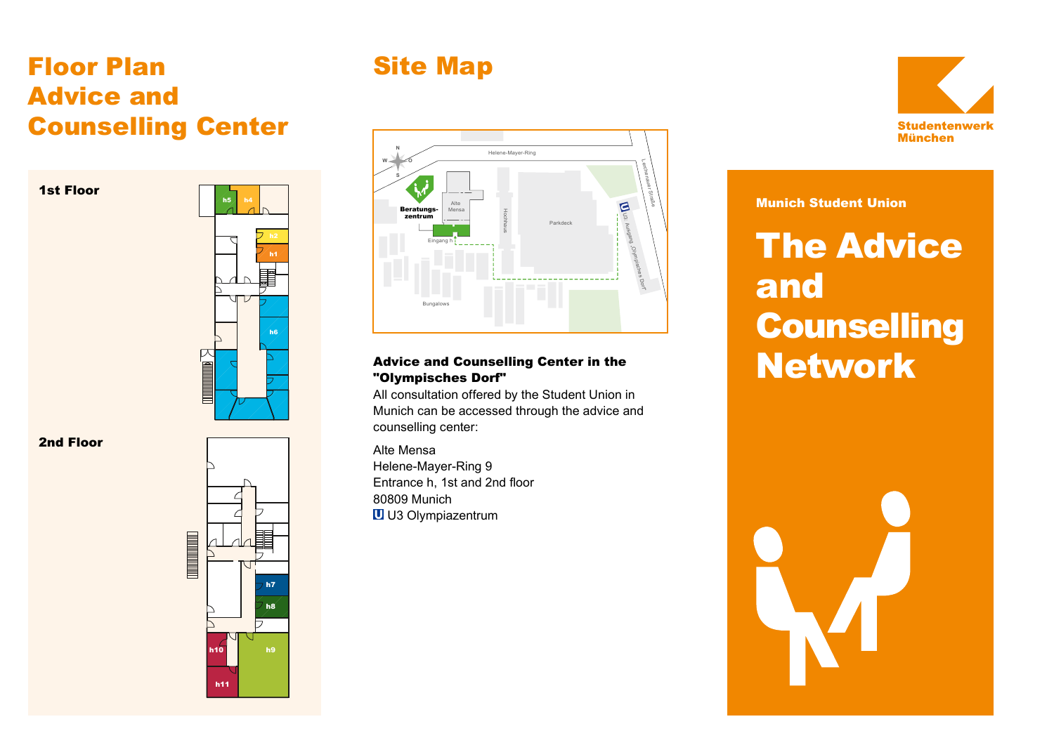# Floor Plan Advice and Counselling Center

**1st Floor**

**2nd Floor**

# Site Map

### Advice and Counselling Center in the "Olympisches Dorf"

All consultation offered by the Student Union in Munich can be accessed through the advice and counselling center:

Alte Mensa
Helene-Mayer-Ring 9
Entrance h, 1st and 2nd floor
80809 Munich
U U3 Olympiazentrum

Studentenwerk München

**Munich Student Union**

# The Advice and Counselling Network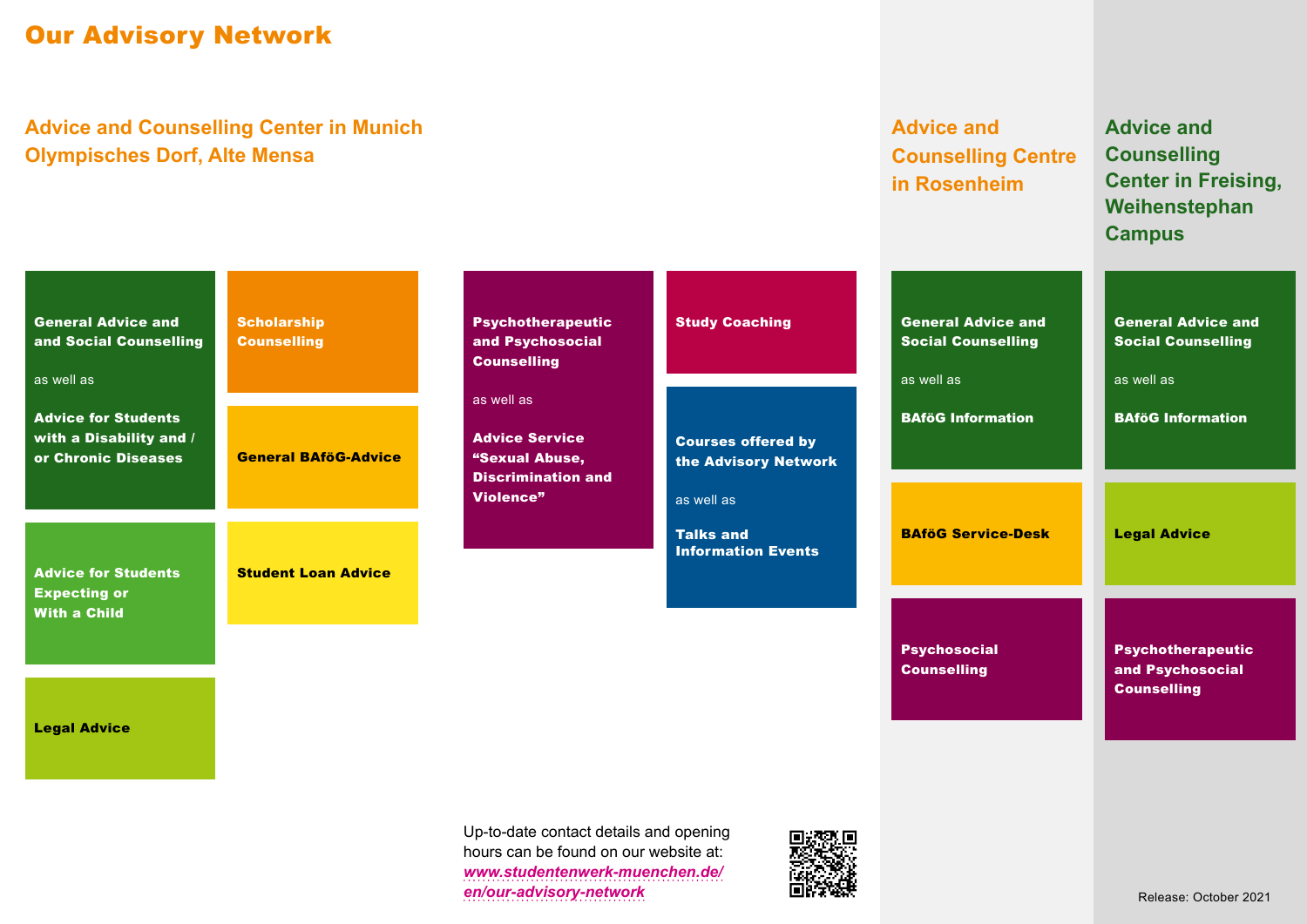# Our Advisory Network

## Advice and Counselling Center in Munich Olympisches Dorf, Alte Mensa

**General Advice and and Social Counselling**

as well as

**Advice for Students with a Disability and / or Chronic Diseases**

**Advice for Students Expecting or With a Child**

**Legal Advice**

**Scholarship Counselling**

**General BAföG-Advice**

**Student Loan Advice**

**Psychotherapeutic and Psychosocial Counselling**

as well as

**Advice Service “Sexual Abuse, Discrimination and Violence”**

**Study Coaching**

**Courses offered by the Advisory Network**

as well as

**Talks and Information Events**

Up-to-date contact details and opening hours can be found on our website at: *www.studentenwerk-muenchen.de/en/our-advisory-network*

## Advice and Counselling Centre in Rosenheim

**General Advice and Social Counselling**

as well as

**BAföG Information**

**BAföG Service-Desk**

**Psychosocial Counselling**

## Advice and Counselling Center in Freising, Weihenstephan Campus

**General Advice and Social Counselling**

as well as

**BAföG Information**

**Legal Advice**

**Psychotherapeutic and Psychosocial Counselling**

Release: October 2021